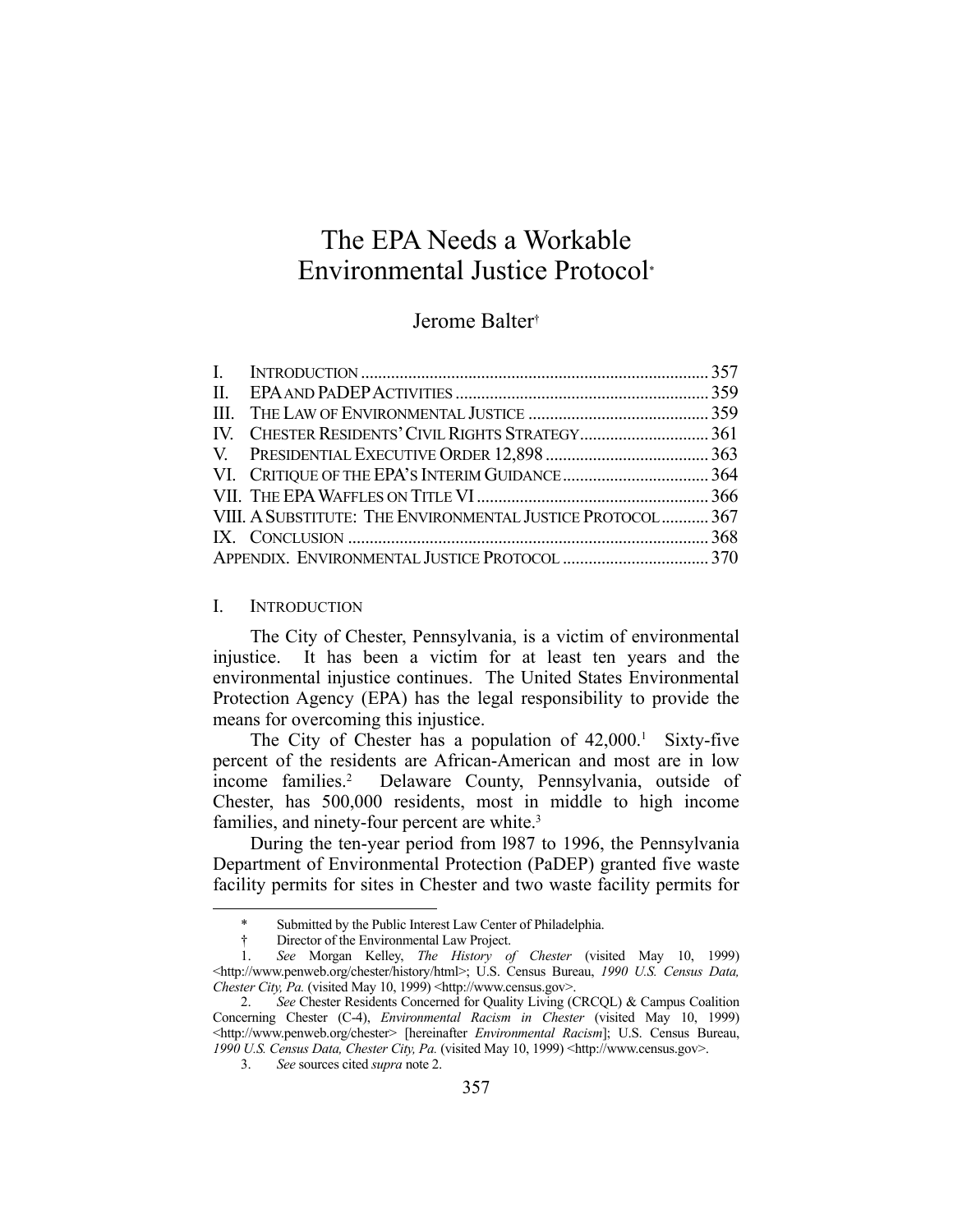# The EPA Needs a Workable Environmental Justice Protocol[*]

Jerome Balter[†]

| | | |
|---|---|---|
| I. | INTRODUCTION | 357 |
| II. | EPA AND PADEP ACTIVITIES | 359 |
| III. | THE LAW OF ENVIRONMENTAL JUSTICE | 359 |
| IV. | CHESTER RESIDENTS' CIVIL RIGHTS STRATEGY | 361 |
| V. | PRESIDENTIAL EXECUTIVE ORDER 12,898 | 363 |
| VI. | CRITIQUE OF THE EPA'S INTERIM GUIDANCE | 364 |
| VII. | THE EPA WAFFLES ON TITLE VI | 366 |
| VIII. | A SUBSTITUTE: THE ENVIRONMENTAL JUSTICE PROTOCOL | 367 |
| IX. | CONCLUSION | 368 |
| | APPENDIX. ENVIRONMENTAL JUSTICE PROTOCOL | 370 |

## I. INTRODUCTION

The City of Chester, Pennsylvania, is a victim of environmental injustice. It has been a victim for at least ten years and the environmental injustice continues. The United States Environmental Protection Agency (EPA) has the legal responsibility to provide the means for overcoming this injustice.

The City of Chester has a population of 42,000.[1] Sixty-five percent of the residents are African-American and most are in low income families.[2] Delaware County, Pennsylvania, outside of Chester, has 500,000 residents, most in middle to high income families, and ninety-four percent are white.[3]

During the ten-year period from l987 to 1996, the Pennsylvania Department of Environmental Protection (PaDEP) granted five waste facility permits for sites in Chester and two waste facility permits for

---

\* Submitted by the Public Interest Law Center of Philadelphia.

† Director of the Environmental Law Project.

1. *See* Morgan Kelley, *The History of Chester* (visited May 10, 1999) <http://www.penweb.org/chester/history/html>; U.S. Census Bureau, *1990 U.S. Census Data, Chester City, Pa.* (visited May 10, 1999) <http://www.census.gov>.

2. *See* Chester Residents Concerned for Quality Living (CRCQL) & Campus Coalition Concerning Chester (C-4), *Environmental Racism in Chester* (visited May 10, 1999) <http://www.penweb.org/chester> [hereinafter *Environmental Racism*]; U.S. Census Bureau, *1990 U.S. Census Data, Chester City, Pa.* (visited May 10, 1999) <http://www.census.gov>.

3. *See* sources cited *supra* note 2.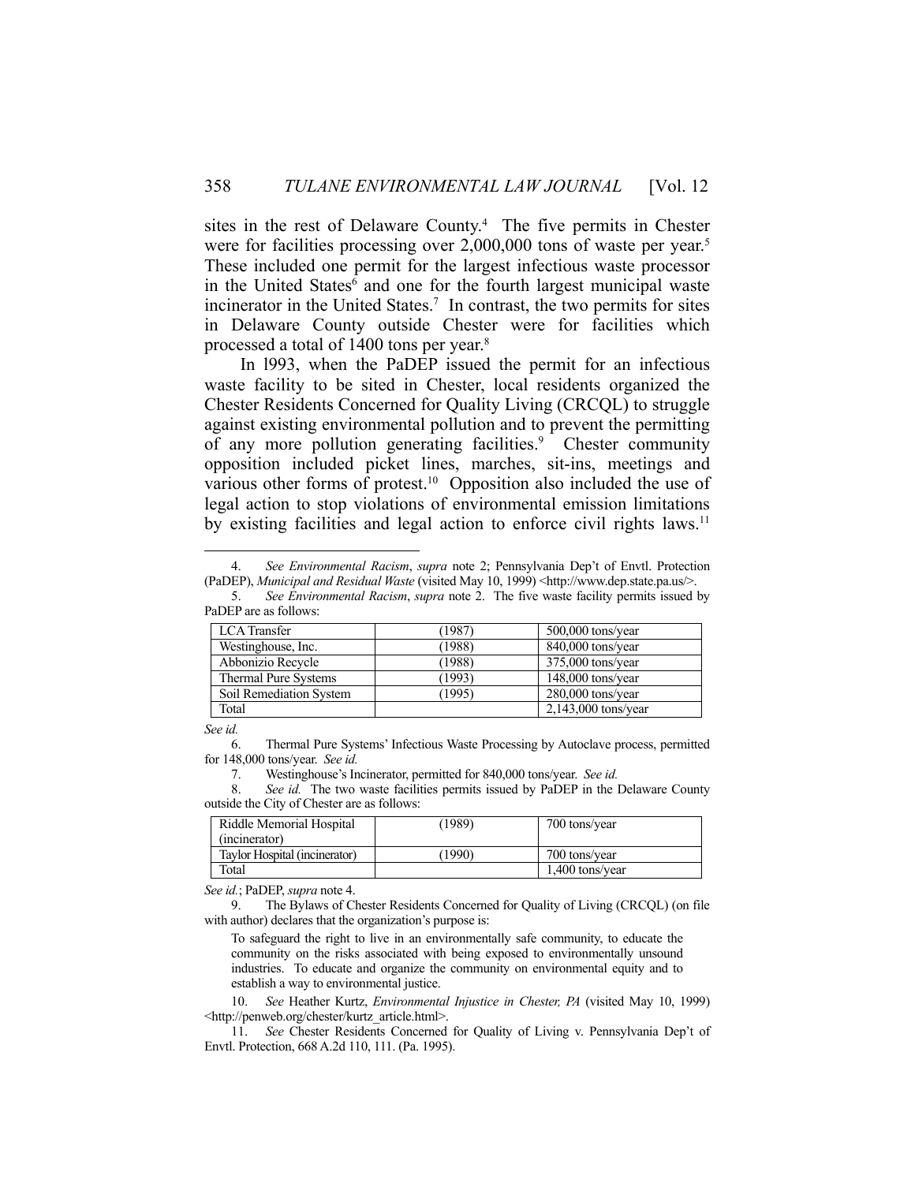sites in the rest of Delaware County.[4] The five permits in Chester were for facilities processing over 2,000,000 tons of waste per year.[5] These included one permit for the largest infectious waste processor in the United States[6] and one for the fourth largest municipal waste incinerator in the United States.[7] In contrast, the two permits for sites in Delaware County outside Chester were for facilities which processed a total of 1400 tons per year.[8]

In l993, when the PaDEP issued the permit for an infectious waste facility to be sited in Chester, local residents organized the Chester Residents Concerned for Quality Living (CRCQL) to struggle against existing environmental pollution and to prevent the permitting of any more pollution generating facilities.[9] Chester community opposition included picket lines, marches, sit-ins, meetings and various other forms of protest.[10] Opposition also included the use of legal action to stop violations of environmental emission limitations by existing facilities and legal action to enforce civil rights laws.[11]

---

4. *See Environmental Racism*, *supra* note 2; Pennsylvania Dep't of Envtl. Protection (PaDEP), *Municipal and Residual Waste* (visited May 10, 1999) <http://www.dep.state.pa.us/>.

5. *See Environmental Racism*, *supra* note 2. The five waste facility permits issued by PaDEP are as follows:

| LCA Transfer | (1987) | 500,000 tons/year |
|---|---|---|
| Westinghouse, Inc. | (1988) | 840,000 tons/year |
| Abbonizio Recycle | (1988) | 375,000 tons/year |
| Thermal Pure Systems | (1993) | 148,000 tons/year |
| Soil Remediation System | (1995) | 280,000 tons/year |
| Total | | 2,143,000 tons/year |

*See id.*

6. Thermal Pure Systems' Infectious Waste Processing by Autoclave process, permitted for 148,000 tons/year. *See id.*

7. Westinghouse's Incinerator, permitted for 840,000 tons/year. *See id.*

8. *See id.* The two waste facilities permits issued by PaDEP in the Delaware County outside the City of Chester are as follows:

| Riddle Memorial Hospital (incinerator) | (1989) | 700 tons/year |
|---|---|---|
| Taylor Hospital (incinerator) | (1990) | 700 tons/year |
| Total | | 1,400 tons/year |

*See id.*; PaDEP, *supra* note 4.

9. The Bylaws of Chester Residents Concerned for Quality of Living (CRCQL) (on file with author) declares that the organization's purpose is:

> To safeguard the right to live in an environmentally safe community, to educate the community on the risks associated with being exposed to environmentally unsound industries. To educate and organize the community on environmental equity and to establish a way to environmental justice.

10. *See* Heather Kurtz, *Environmental Injustice in Chester, PA* (visited May 10, 1999) <http://penweb.org/chester/kurtz_article.html>.

11. *See* Chester Residents Concerned for Quality of Living v. Pennsylvania Dep't of Envtl. Protection, 668 A.2d 110, 111. (Pa. 1995).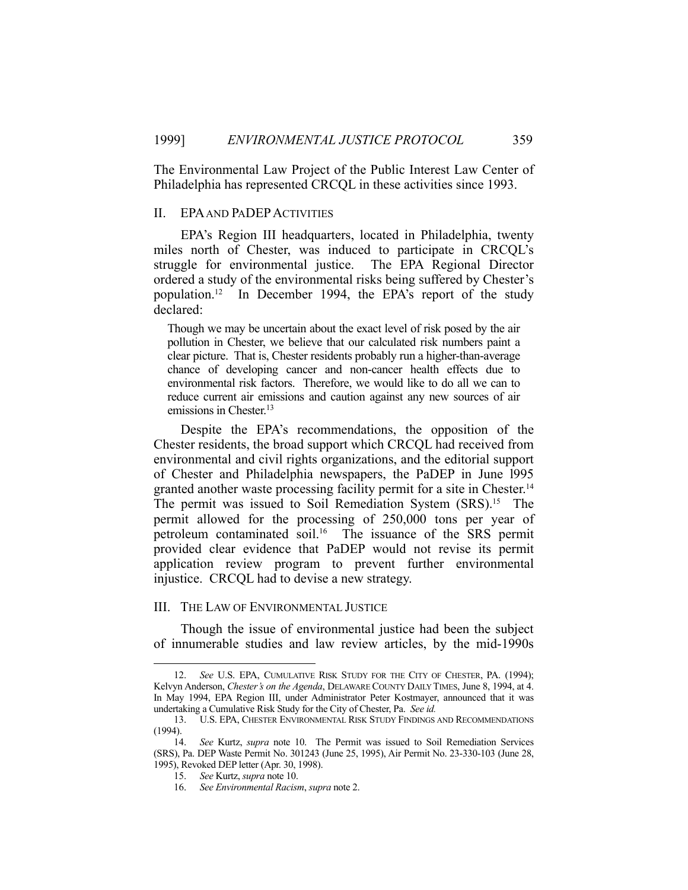The Environmental Law Project of the Public Interest Law Center of Philadelphia has represented CRCQL in these activities since 1993.

## II. EPA AND PADEP ACTIVITIES

EPA's Region III headquarters, located in Philadelphia, twenty miles north of Chester, was induced to participate in CRCQL's struggle for environmental justice. The EPA Regional Director ordered a study of the environmental risks being suffered by Chester's population.[12] In December 1994, the EPA's report of the study declared:

> Though we may be uncertain about the exact level of risk posed by the air pollution in Chester, we believe that our calculated risk numbers paint a clear picture. That is, Chester residents probably run a higher-than-average chance of developing cancer and non-cancer health effects due to environmental risk factors. Therefore, we would like to do all we can to reduce current air emissions and caution against any new sources of air emissions in Chester.[13]

Despite the EPA's recommendations, the opposition of the Chester residents, the broad support which CRCQL had received from environmental and civil rights organizations, and the editorial support of Chester and Philadelphia newspapers, the PaDEP in June l995 granted another waste processing facility permit for a site in Chester.[14] The permit was issued to Soil Remediation System (SRS).[15] The permit allowed for the processing of 250,000 tons per year of petroleum contaminated soil.[16] The issuance of the SRS permit provided clear evidence that PaDEP would not revise its permit application review program to prevent further environmental injustice. CRCQL had to devise a new strategy.

## III. THE LAW OF ENVIRONMENTAL JUSTICE

Though the issue of environmental justice had been the subject of innumerable studies and law review articles, by the mid-1990s

---

12. *See* U.S. EPA, CUMULATIVE RISK STUDY FOR THE CITY OF CHESTER, PA. (1994); Kelvyn Anderson, *Chester's on the Agenda*, DELAWARE COUNTY DAILY TIMES, June 8, 1994, at 4. In May 1994, EPA Region III, under Administrator Peter Kostmayer, announced that it was undertaking a Cumulative Risk Study for the City of Chester, Pa. *See id.*

13. U.S. EPA, CHESTER ENVIRONMENTAL RISK STUDY FINDINGS AND RECOMMENDATIONS (1994).

14. *See* Kurtz, *supra* note 10. The Permit was issued to Soil Remediation Services (SRS), Pa. DEP Waste Permit No. 301243 (June 25, 1995), Air Permit No. 23-330-103 (June 28, 1995), Revoked DEP letter (Apr. 30, 1998).

15. *See* Kurtz, *supra* note 10.

16. *See Environmental Racism*, *supra* note 2.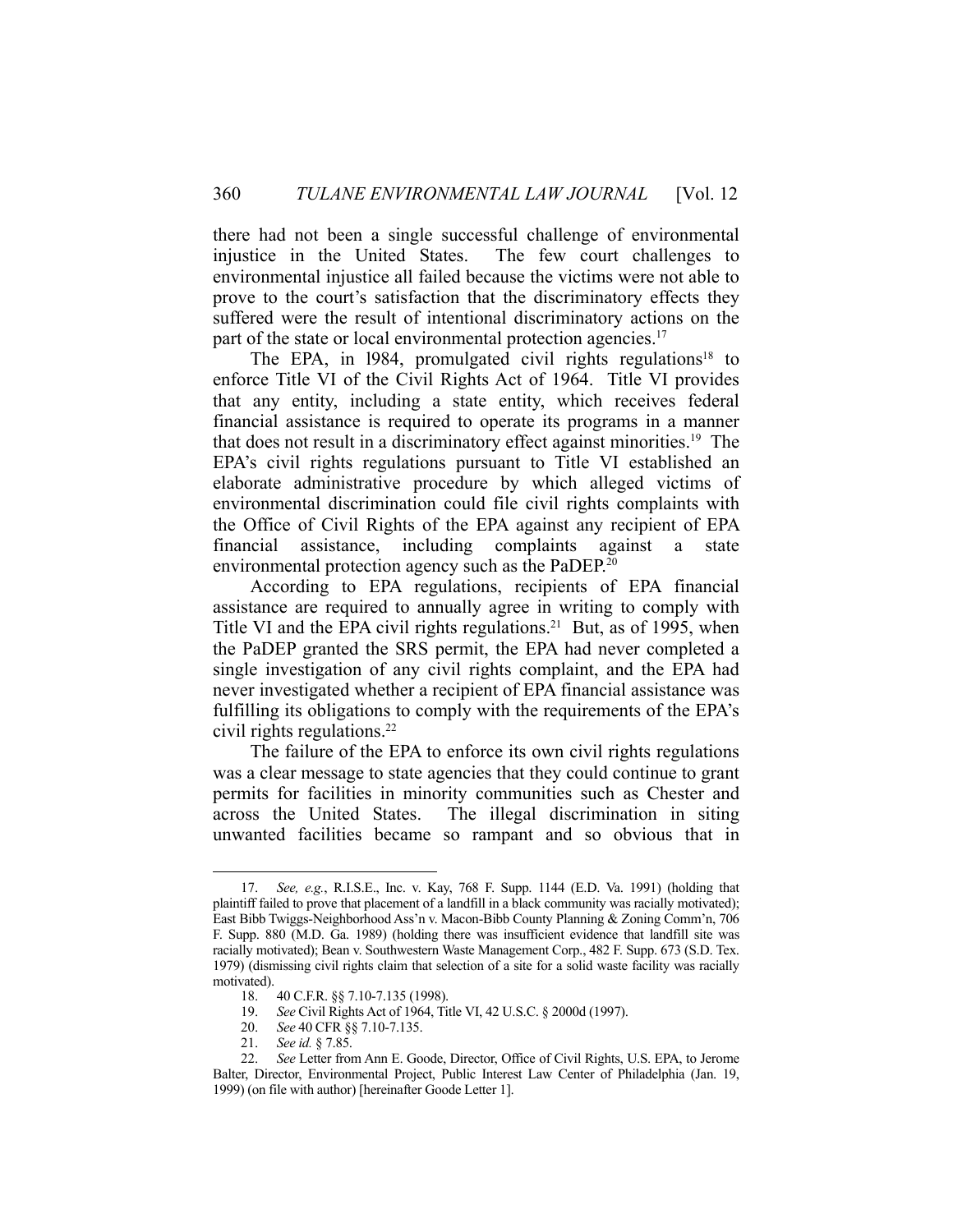there had not been a single successful challenge of environmental injustice in the United States. The few court challenges to environmental injustice all failed because the victims were not able to prove to the court's satisfaction that the discriminatory effects they suffered were the result of intentional discriminatory actions on the part of the state or local environmental protection agencies.[17]

The EPA, in l984, promulgated civil rights regulations[18] to enforce Title VI of the Civil Rights Act of 1964. Title VI provides that any entity, including a state entity, which receives federal financial assistance is required to operate its programs in a manner that does not result in a discriminatory effect against minorities.[19] The EPA's civil rights regulations pursuant to Title VI established an elaborate administrative procedure by which alleged victims of environmental discrimination could file civil rights complaints with the Office of Civil Rights of the EPA against any recipient of EPA financial assistance, including complaints against a state environmental protection agency such as the PaDEP.[20]

According to EPA regulations, recipients of EPA financial assistance are required to annually agree in writing to comply with Title VI and the EPA civil rights regulations.[21] But, as of 1995, when the PaDEP granted the SRS permit, the EPA had never completed a single investigation of any civil rights complaint, and the EPA had never investigated whether a recipient of EPA financial assistance was fulfilling its obligations to comply with the requirements of the EPA's civil rights regulations.[22]

The failure of the EPA to enforce its own civil rights regulations was a clear message to state agencies that they could continue to grant permits for facilities in minority communities such as Chester and across the United States. The illegal discrimination in siting unwanted facilities became so rampant and so obvious that in

17. *See, e.g.*, R.I.S.E., Inc. v. Kay, 768 F. Supp. 1144 (E.D. Va. 1991) (holding that plaintiff failed to prove that placement of a landfill in a black community was racially motivated); East Bibb Twiggs-Neighborhood Ass'n v. Macon-Bibb County Planning & Zoning Comm'n, 706 F. Supp. 880 (M.D. Ga. 1989) (holding there was insufficient evidence that landfill site was racially motivated); Bean v. Southwestern Waste Management Corp., 482 F. Supp. 673 (S.D. Tex. 1979) (dismissing civil rights claim that selection of a site for a solid waste facility was racially motivated).

18. 40 C.F.R. §§ 7.10-7.135 (1998).

19. *See* Civil Rights Act of 1964, Title VI, 42 U.S.C. § 2000d (1997).

20. *See* 40 CFR §§ 7.10-7.135.

21. *See id.* § 7.85.

22. *See* Letter from Ann E. Goode, Director, Office of Civil Rights, U.S. EPA, to Jerome Balter, Director, Environmental Project, Public Interest Law Center of Philadelphia (Jan. 19, 1999) (on file with author) [hereinafter Goode Letter 1].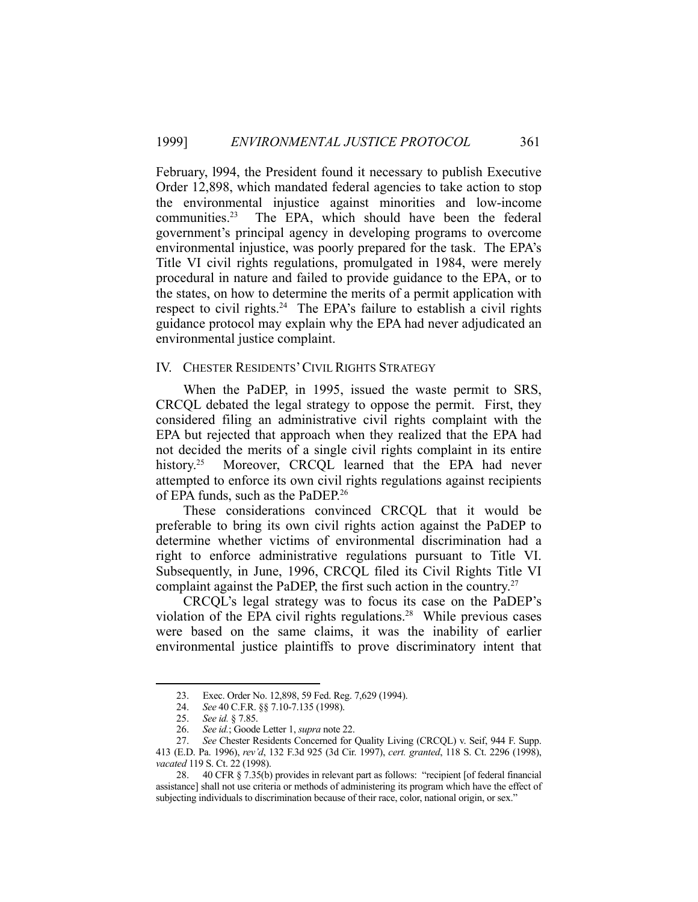February, l994, the President found it necessary to publish Executive Order 12,898, which mandated federal agencies to take action to stop the environmental injustice against minorities and low-income communities.[23] The EPA, which should have been the federal government's principal agency in developing programs to overcome environmental injustice, was poorly prepared for the task. The EPA's Title VI civil rights regulations, promulgated in 1984, were merely procedural in nature and failed to provide guidance to the EPA, or to the states, on how to determine the merits of a permit application with respect to civil rights.[24] The EPA's failure to establish a civil rights guidance protocol may explain why the EPA had never adjudicated an environmental justice complaint.

## IV. CHESTER RESIDENTS' CIVIL RIGHTS STRATEGY

When the PaDEP, in 1995, issued the waste permit to SRS, CRCQL debated the legal strategy to oppose the permit. First, they considered filing an administrative civil rights complaint with the EPA but rejected that approach when they realized that the EPA had not decided the merits of a single civil rights complaint in its entire history.[25] Moreover, CRCQL learned that the EPA had never attempted to enforce its own civil rights regulations against recipients of EPA funds, such as the PaDEP.[26]

These considerations convinced CRCQL that it would be preferable to bring its own civil rights action against the PaDEP to determine whether victims of environmental discrimination had a right to enforce administrative regulations pursuant to Title VI. Subsequently, in June, 1996, CRCQL filed its Civil Rights Title VI complaint against the PaDEP, the first such action in the country.[27]

CRCQL's legal strategy was to focus its case on the PaDEP's violation of the EPA civil rights regulations.[28] While previous cases were based on the same claims, it was the inability of earlier environmental justice plaintiffs to prove discriminatory intent that

---

23. Exec. Order No. 12,898, 59 Fed. Reg. 7,629 (1994).

24. *See* 40 C.F.R. §§ 7.10-7.135 (1998).

25. *See id.* § 7.85.

26. *See id.*; Goode Letter 1, *supra* note 22.

27. *See* Chester Residents Concerned for Quality Living (CRCQL) v. Seif, 944 F. Supp. 413 (E.D. Pa. 1996), *rev'd*, 132 F.3d 925 (3d Cir. 1997), *cert. granted*, 118 S. Ct. 2296 (1998), *vacated* 119 S. Ct. 22 (1998).

28. 40 CFR § 7.35(b) provides in relevant part as follows: "recipient [of federal financial assistance] shall not use criteria or methods of administering its program which have the effect of subjecting individuals to discrimination because of their race, color, national origin, or sex."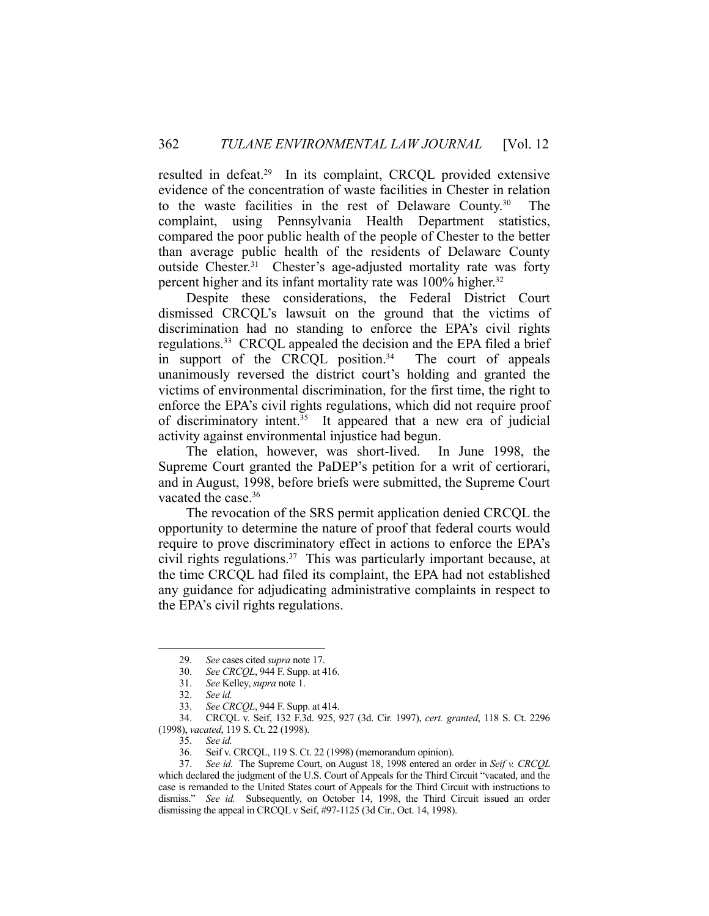resulted in defeat.[29] In its complaint, CRCQL provided extensive evidence of the concentration of waste facilities in Chester in relation to the waste facilities in the rest of Delaware County.[30] The complaint, using Pennsylvania Health Department statistics, compared the poor public health of the people of Chester to the better than average public health of the residents of Delaware County outside Chester.[31] Chester's age-adjusted mortality rate was forty percent higher and its infant mortality rate was 100% higher.[32]

Despite these considerations, the Federal District Court dismissed CRCQL's lawsuit on the ground that the victims of discrimination had no standing to enforce the EPA's civil rights regulations.[33] CRCQL appealed the decision and the EPA filed a brief in support of the CRCQL position.[34] The court of appeals unanimously reversed the district court's holding and granted the victims of environmental discrimination, for the first time, the right to enforce the EPA's civil rights regulations, which did not require proof of discriminatory intent.[35] It appeared that a new era of judicial activity against environmental injustice had begun.

The elation, however, was short-lived. In June 1998, the Supreme Court granted the PaDEP's petition for a writ of certiorari, and in August, 1998, before briefs were submitted, the Supreme Court vacated the case.[36]

The revocation of the SRS permit application denied CRCQL the opportunity to determine the nature of proof that federal courts would require to prove discriminatory effect in actions to enforce the EPA's civil rights regulations.[37] This was particularly important because, at the time CRCQL had filed its complaint, the EPA had not established any guidance for adjudicating administrative complaints in respect to the EPA's civil rights regulations.

---

29. *See* cases cited *supra* note 17.

30. *See CRCQL*, 944 F. Supp. at 416.

31. *See* Kelley, *supra* note 1.

32. *See id.*

33. *See CRCQL*, 944 F. Supp. at 414.

34. CRCQL v. Seif, 132 F.3d. 925, 927 (3d. Cir. 1997), *cert. granted*, 118 S. Ct. 2296 (1998), *vacated*, 119 S. Ct. 22 (1998).

35. *See id.*

36. Seif v. CRCQL, 119 S. Ct. 22 (1998) (memorandum opinion).

37. *See id.* The Supreme Court, on August 18, 1998 entered an order in *Seif v. CRCQL* which declared the judgment of the U.S. Court of Appeals for the Third Circuit "vacated, and the case is remanded to the United States court of Appeals for the Third Circuit with instructions to dismiss." *See id.* Subsequently, on October 14, 1998, the Third Circuit issued an order dismissing the appeal in CRCQL v Seif, #97-1125 (3d Cir., Oct. 14, 1998).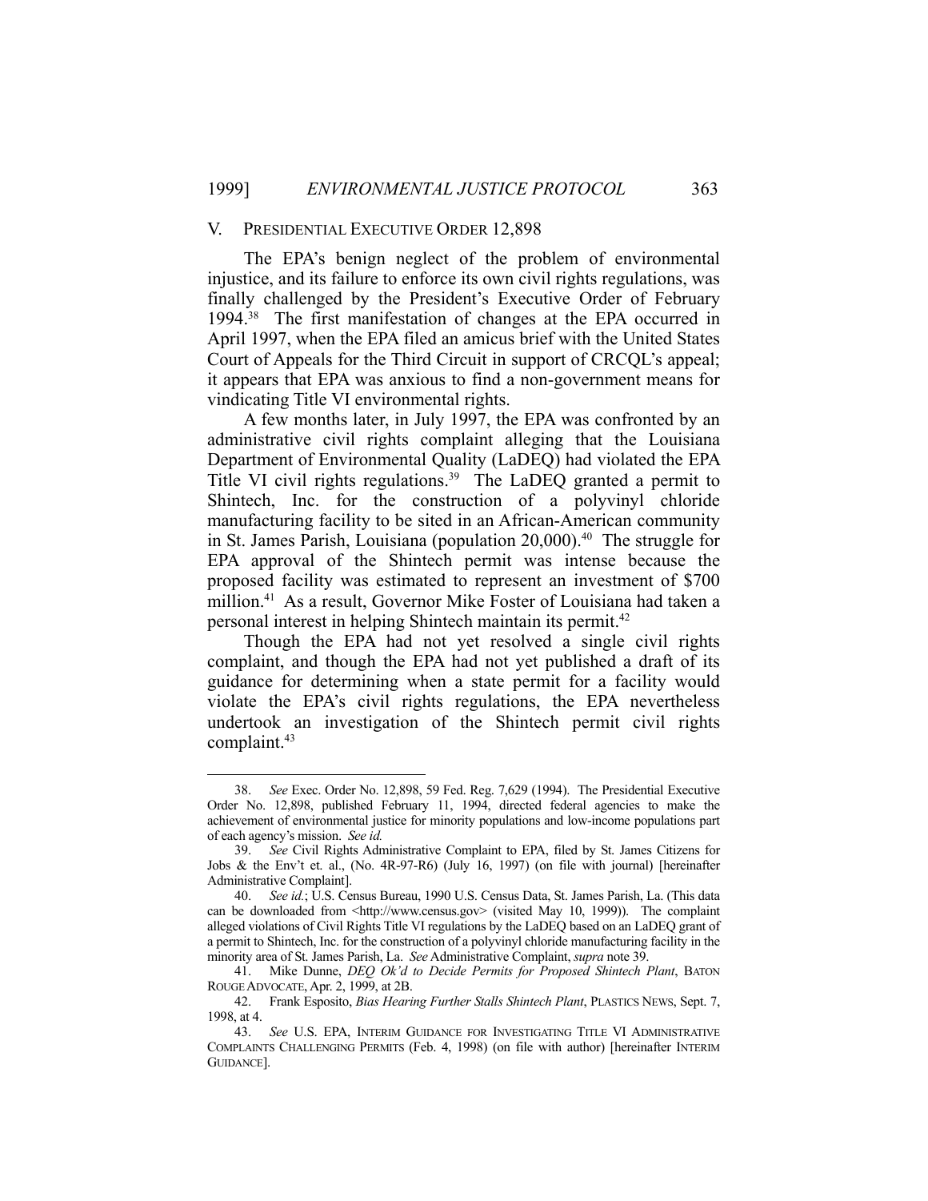## V. PRESIDENTIAL EXECUTIVE ORDER 12,898

The EPA's benign neglect of the problem of environmental injustice, and its failure to enforce its own civil rights regulations, was finally challenged by the President's Executive Order of February 1994.[38] The first manifestation of changes at the EPA occurred in April 1997, when the EPA filed an amicus brief with the United States Court of Appeals for the Third Circuit in support of CRCQL's appeal; it appears that EPA was anxious to find a non-government means for vindicating Title VI environmental rights.

A few months later, in July 1997, the EPA was confronted by an administrative civil rights complaint alleging that the Louisiana Department of Environmental Quality (LaDEQ) had violated the EPA Title VI civil rights regulations.[39] The LaDEQ granted a permit to Shintech, Inc. for the construction of a polyvinyl chloride manufacturing facility to be sited in an African-American community in St. James Parish, Louisiana (population 20,000).[40] The struggle for EPA approval of the Shintech permit was intense because the proposed facility was estimated to represent an investment of $700 million.[41] As a result, Governor Mike Foster of Louisiana had taken a personal interest in helping Shintech maintain its permit.[42]

Though the EPA had not yet resolved a single civil rights complaint, and though the EPA had not yet published a draft of its guidance for determining when a state permit for a facility would violate the EPA's civil rights regulations, the EPA nevertheless undertook an investigation of the Shintech permit civil rights complaint.[43]

---

38. *See* Exec. Order No. 12,898, 59 Fed. Reg. 7,629 (1994). The Presidential Executive Order No. 12,898, published February 11, 1994, directed federal agencies to make the achievement of environmental justice for minority populations and low-income populations part of each agency's mission. *See id.*

39. *See* Civil Rights Administrative Complaint to EPA, filed by St. James Citizens for Jobs & the Env't et. al., (No. 4R-97-R6) (July 16, 1997) (on file with journal) [hereinafter Administrative Complaint].

40. *See id.*; U.S. Census Bureau, 1990 U.S. Census Data, St. James Parish, La. (This data can be downloaded from <http://www.census.gov> (visited May 10, 1999)). The complaint alleged violations of Civil Rights Title VI regulations by the LaDEQ based on an LaDEQ grant of a permit to Shintech, Inc. for the construction of a polyvinyl chloride manufacturing facility in the minority area of St. James Parish, La. *See* Administrative Complaint, *supra* note 39.

41. Mike Dunne, *DEQ Ok'd to Decide Permits for Proposed Shintech Plant*, BATON ROUGE ADVOCATE, Apr. 2, 1999, at 2B.

42. Frank Esposito, *Bias Hearing Further Stalls Shintech Plant*, PLASTICS NEWS, Sept. 7, 1998, at 4.

43. *See* U.S. EPA, INTERIM GUIDANCE FOR INVESTIGATING TITLE VI ADMINISTRATIVE COMPLAINTS CHALLENGING PERMITS (Feb. 4, 1998) (on file with author) [hereinafter INTERIM GUIDANCE].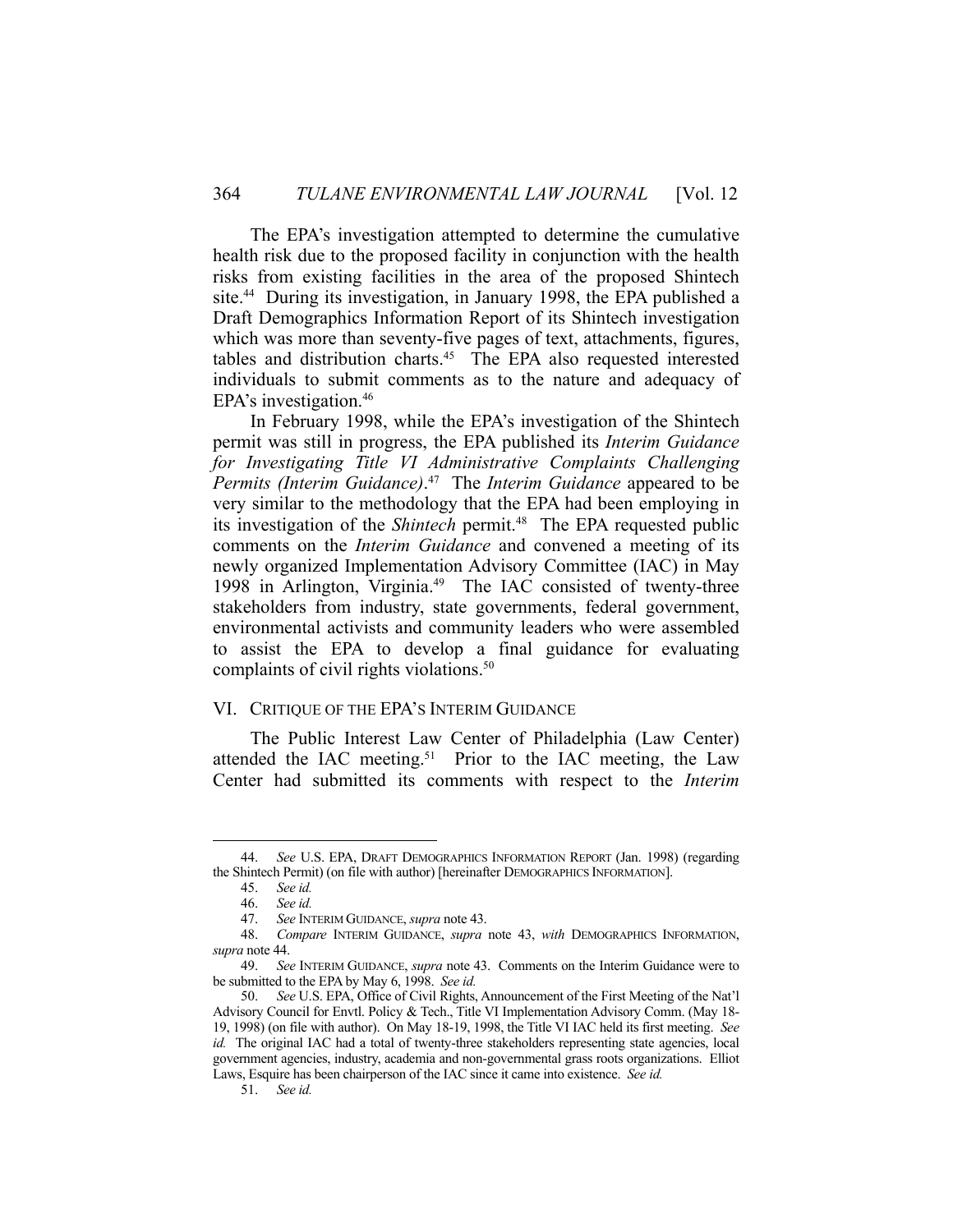The EPA's investigation attempted to determine the cumulative health risk due to the proposed facility in conjunction with the health risks from existing facilities in the area of the proposed Shintech site.[44] During its investigation, in January 1998, the EPA published a Draft Demographics Information Report of its Shintech investigation which was more than seventy-five pages of text, attachments, figures, tables and distribution charts.[45] The EPA also requested interested individuals to submit comments as to the nature and adequacy of EPA's investigation.[46]

In February 1998, while the EPA's investigation of the Shintech permit was still in progress, the EPA published its *Interim Guidance for Investigating Title VI Administrative Complaints Challenging Permits (Interim Guidance)*.[47] The *Interim Guidance* appeared to be very similar to the methodology that the EPA had been employing in its investigation of the *Shintech* permit.[48] The EPA requested public comments on the *Interim Guidance* and convened a meeting of its newly organized Implementation Advisory Committee (IAC) in May 1998 in Arlington, Virginia.[49] The IAC consisted of twenty-three stakeholders from industry, state governments, federal government, environmental activists and community leaders who were assembled to assist the EPA to develop a final guidance for evaluating complaints of civil rights violations.[50]

## VI. CRITIQUE OF THE EPA'S INTERIM GUIDANCE

The Public Interest Law Center of Philadelphia (Law Center) attended the IAC meeting.[51] Prior to the IAC meeting, the Law Center had submitted its comments with respect to the *Interim*

---

44. *See* U.S. EPA, DRAFT DEMOGRAPHICS INFORMATION REPORT (Jan. 1998) (regarding the Shintech Permit) (on file with author) [hereinafter DEMOGRAPHICS INFORMATION].

45. *See id.*

46. *See id.*

47. *See* INTERIM GUIDANCE, *supra* note 43.

48. *Compare* INTERIM GUIDANCE, *supra* note 43, *with* DEMOGRAPHICS INFORMATION, *supra* note 44.

49. *See* INTERIM GUIDANCE, *supra* note 43. Comments on the Interim Guidance were to be submitted to the EPA by May 6, 1998. *See id.*

50. *See* U.S. EPA, Office of Civil Rights, Announcement of the First Meeting of the Nat'l Advisory Council for Envtl. Policy & Tech., Title VI Implementation Advisory Comm. (May 18-19, 1998) (on file with author). On May 18-19, 1998, the Title VI IAC held its first meeting. *See id.* The original IAC had a total of twenty-three stakeholders representing state agencies, local government agencies, industry, academia and non-governmental grass roots organizations. Elliot Laws, Esquire has been chairperson of the IAC since it came into existence. *See id.*

51. *See id.*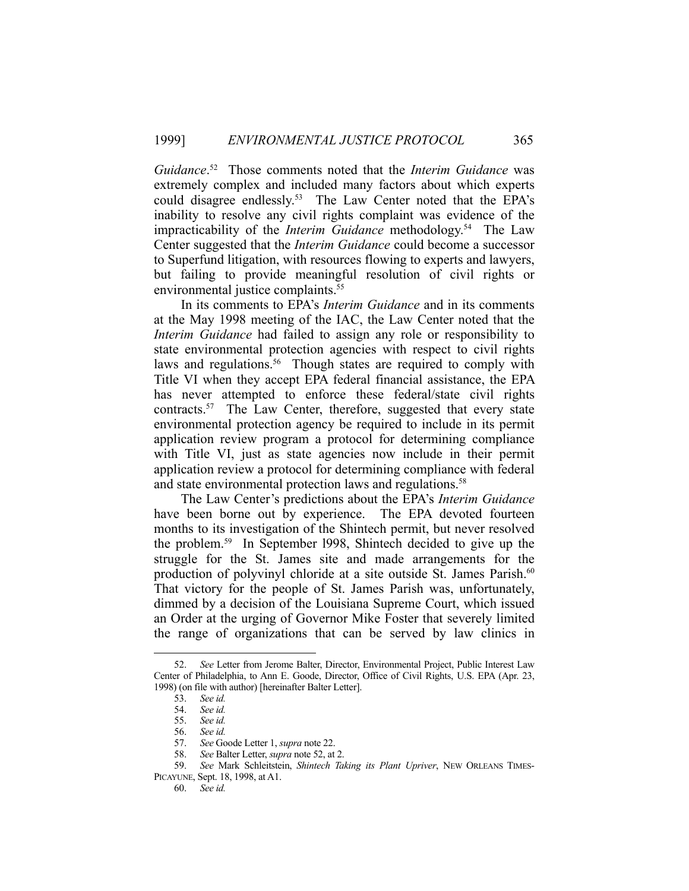*Guidance*.[52] Those comments noted that the *Interim Guidance* was extremely complex and included many factors about which experts could disagree endlessly.[53] The Law Center noted that the EPA's inability to resolve any civil rights complaint was evidence of the impracticability of the *Interim Guidance* methodology.[54] The Law Center suggested that the *Interim Guidance* could become a successor to Superfund litigation, with resources flowing to experts and lawyers, but failing to provide meaningful resolution of civil rights or environmental justice complaints.[55]

In its comments to EPA's *Interim Guidance* and in its comments at the May 1998 meeting of the IAC, the Law Center noted that the *Interim Guidance* had failed to assign any role or responsibility to state environmental protection agencies with respect to civil rights laws and regulations.[56] Though states are required to comply with Title VI when they accept EPA federal financial assistance, the EPA has never attempted to enforce these federal/state civil rights contracts.[57] The Law Center, therefore, suggested that every state environmental protection agency be required to include in its permit application review program a protocol for determining compliance with Title VI, just as state agencies now include in their permit application review a protocol for determining compliance with federal and state environmental protection laws and regulations.[58]

The Law Center's predictions about the EPA's *Interim Guidance* have been borne out by experience. The EPA devoted fourteen months to its investigation of the Shintech permit, but never resolved the problem.[59] In September l998, Shintech decided to give up the struggle for the St. James site and made arrangements for the production of polyvinyl chloride at a site outside St. James Parish.[60] That victory for the people of St. James Parish was, unfortunately, dimmed by a decision of the Louisiana Supreme Court, which issued an Order at the urging of Governor Mike Foster that severely limited the range of organizations that can be served by law clinics in

---

52. *See* Letter from Jerome Balter, Director, Environmental Project, Public Interest Law Center of Philadelphia, to Ann E. Goode, Director, Office of Civil Rights, U.S. EPA (Apr. 23, 1998) (on file with author) [hereinafter Balter Letter].

53. *See id.*

54. *See id.*

55. *See id.*

56. *See id.*

57. *See* Goode Letter 1, *supra* note 22.

58. *See* Balter Letter, *supra* note 52, at 2.

59. *See* Mark Schleitstein, *Shintech Taking its Plant Upriver*, NEW ORLEANS TIMES-PICAYUNE, Sept. 18, 1998, at A1.

60. *See id.*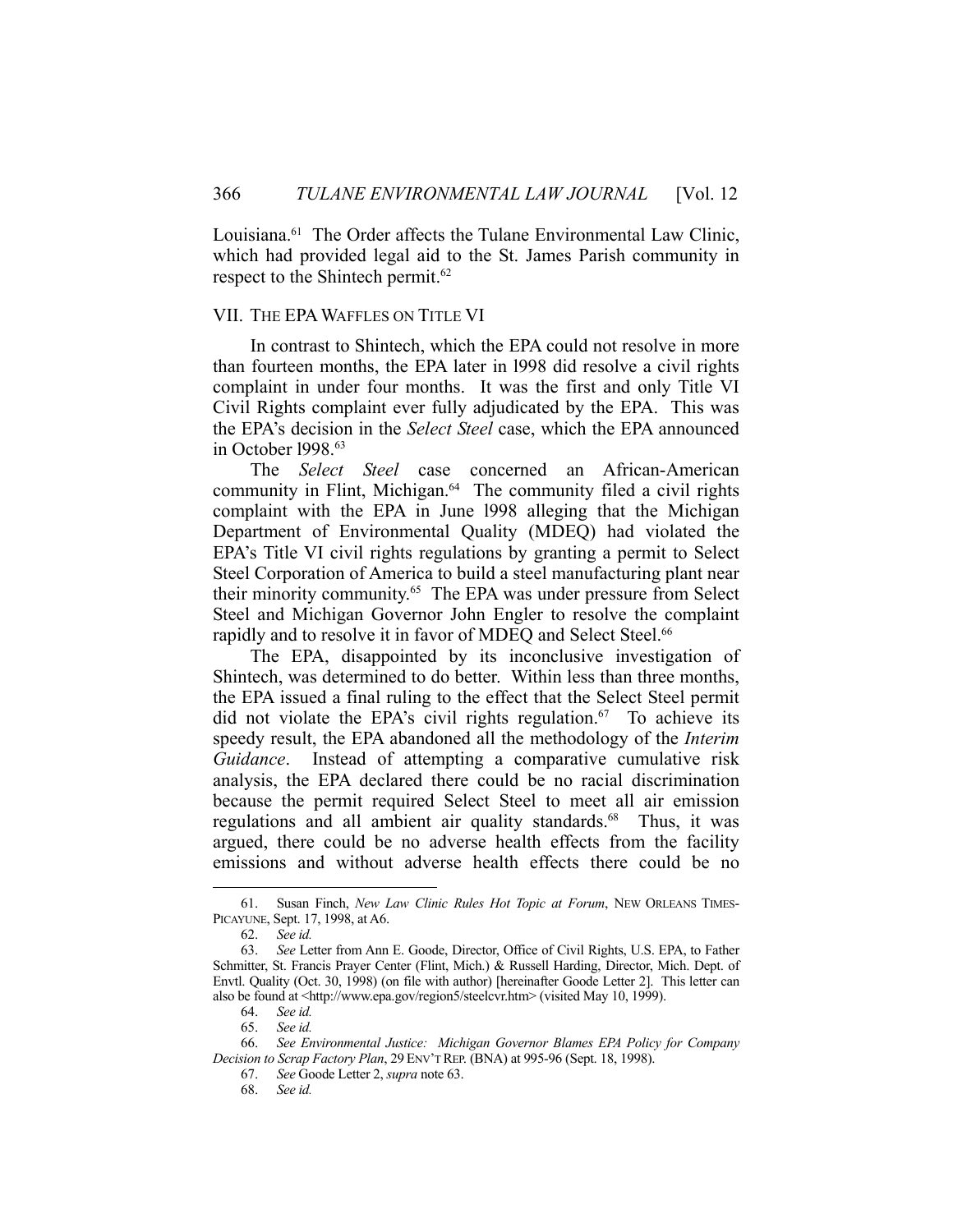Louisiana.[61] The Order affects the Tulane Environmental Law Clinic, which had provided legal aid to the St. James Parish community in respect to the Shintech permit.[62]

## VII. THE EPA WAFFLES ON TITLE VI

In contrast to Shintech, which the EPA could not resolve in more than fourteen months, the EPA later in l998 did resolve a civil rights complaint in under four months. It was the first and only Title VI Civil Rights complaint ever fully adjudicated by the EPA. This was the EPA's decision in the *Select Steel* case, which the EPA announced in October l998.[63]

The *Select Steel* case concerned an African-American community in Flint, Michigan.[64] The community filed a civil rights complaint with the EPA in June l998 alleging that the Michigan Department of Environmental Quality (MDEQ) had violated the EPA's Title VI civil rights regulations by granting a permit to Select Steel Corporation of America to build a steel manufacturing plant near their minority community.[65] The EPA was under pressure from Select Steel and Michigan Governor John Engler to resolve the complaint rapidly and to resolve it in favor of MDEQ and Select Steel.[66]

The EPA, disappointed by its inconclusive investigation of Shintech, was determined to do better. Within less than three months, the EPA issued a final ruling to the effect that the Select Steel permit did not violate the EPA's civil rights regulation.[67] To achieve its speedy result, the EPA abandoned all the methodology of the *Interim Guidance*. Instead of attempting a comparative cumulative risk analysis, the EPA declared there could be no racial discrimination because the permit required Select Steel to meet all air emission regulations and all ambient air quality standards.[68] Thus, it was argued, there could be no adverse health effects from the facility emissions and without adverse health effects there could be no

---

61. Susan Finch, *New Law Clinic Rules Hot Topic at Forum*, NEW ORLEANS TIMES-PICAYUNE, Sept. 17, 1998, at A6.

62. *See id.*

63. *See* Letter from Ann E. Goode, Director, Office of Civil Rights, U.S. EPA, to Father Schmitter, St. Francis Prayer Center (Flint, Mich.) & Russell Harding, Director, Mich. Dept. of Envtl. Quality (Oct. 30, 1998) (on file with author) [hereinafter Goode Letter 2]. This letter can also be found at <http://www.epa.gov/region5/steelcvr.htm> (visited May 10, 1999).

64. *See id.*

65. *See id.*

66. *See Environmental Justice: Michigan Governor Blames EPA Policy for Company Decision to Scrap Factory Plan*, 29 ENV'T REP. (BNA) at 995-96 (Sept. 18, 1998).

67. *See* Goode Letter 2, *supra* note 63.

68. *See id.*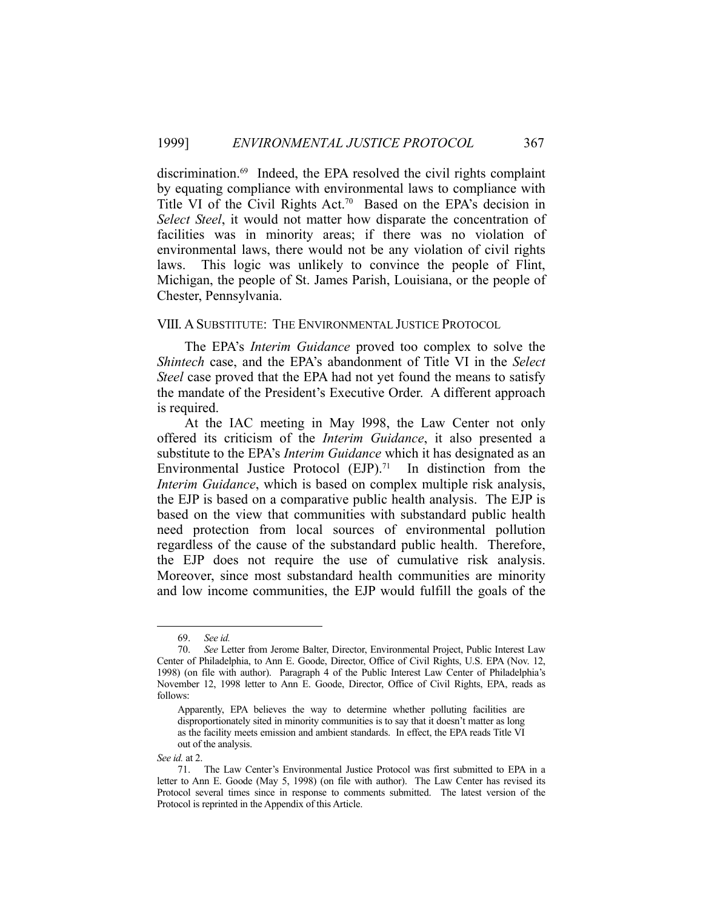discrimination.[69] Indeed, the EPA resolved the civil rights complaint by equating compliance with environmental laws to compliance with Title VI of the Civil Rights Act.[70] Based on the EPA's decision in *Select Steel*, it would not matter how disparate the concentration of facilities was in minority areas; if there was no violation of environmental laws, there would not be any violation of civil rights laws. This logic was unlikely to convince the people of Flint, Michigan, the people of St. James Parish, Louisiana, or the people of Chester, Pennsylvania.

## VIII. A SUBSTITUTE: THE ENVIRONMENTAL JUSTICE PROTOCOL

The EPA's *Interim Guidance* proved too complex to solve the *Shintech* case, and the EPA's abandonment of Title VI in the *Select Steel* case proved that the EPA had not yet found the means to satisfy the mandate of the President's Executive Order. A different approach is required.

At the IAC meeting in May l998, the Law Center not only offered its criticism of the *Interim Guidance*, it also presented a substitute to the EPA's *Interim Guidance* which it has designated as an Environmental Justice Protocol (EJP).[71] In distinction from the *Interim Guidance*, which is based on complex multiple risk analysis, the EJP is based on a comparative public health analysis. The EJP is based on the view that communities with substandard public health need protection from local sources of environmental pollution regardless of the cause of the substandard public health. Therefore, the EJP does not require the use of cumulative risk analysis. Moreover, since most substandard health communities are minority and low income communities, the EJP would fulfill the goals of the

---

69. *See id.*

70. *See* Letter from Jerome Balter, Director, Environmental Project, Public Interest Law Center of Philadelphia, to Ann E. Goode, Director, Office of Civil Rights, U.S. EPA (Nov. 12, 1998) (on file with author). Paragraph 4 of the Public Interest Law Center of Philadelphia's November 12, 1998 letter to Ann E. Goode, Director, Office of Civil Rights, EPA, reads as follows:

> Apparently, EPA believes the way to determine whether polluting facilities are disproportionately sited in minority communities is to say that it doesn't matter as long as the facility meets emission and ambient standards. In effect, the EPA reads Title VI out of the analysis.

*See id.* at 2.

71. The Law Center's Environmental Justice Protocol was first submitted to EPA in a letter to Ann E. Goode (May 5, 1998) (on file with author). The Law Center has revised its Protocol several times since in response to comments submitted. The latest version of the Protocol is reprinted in the Appendix of this Article.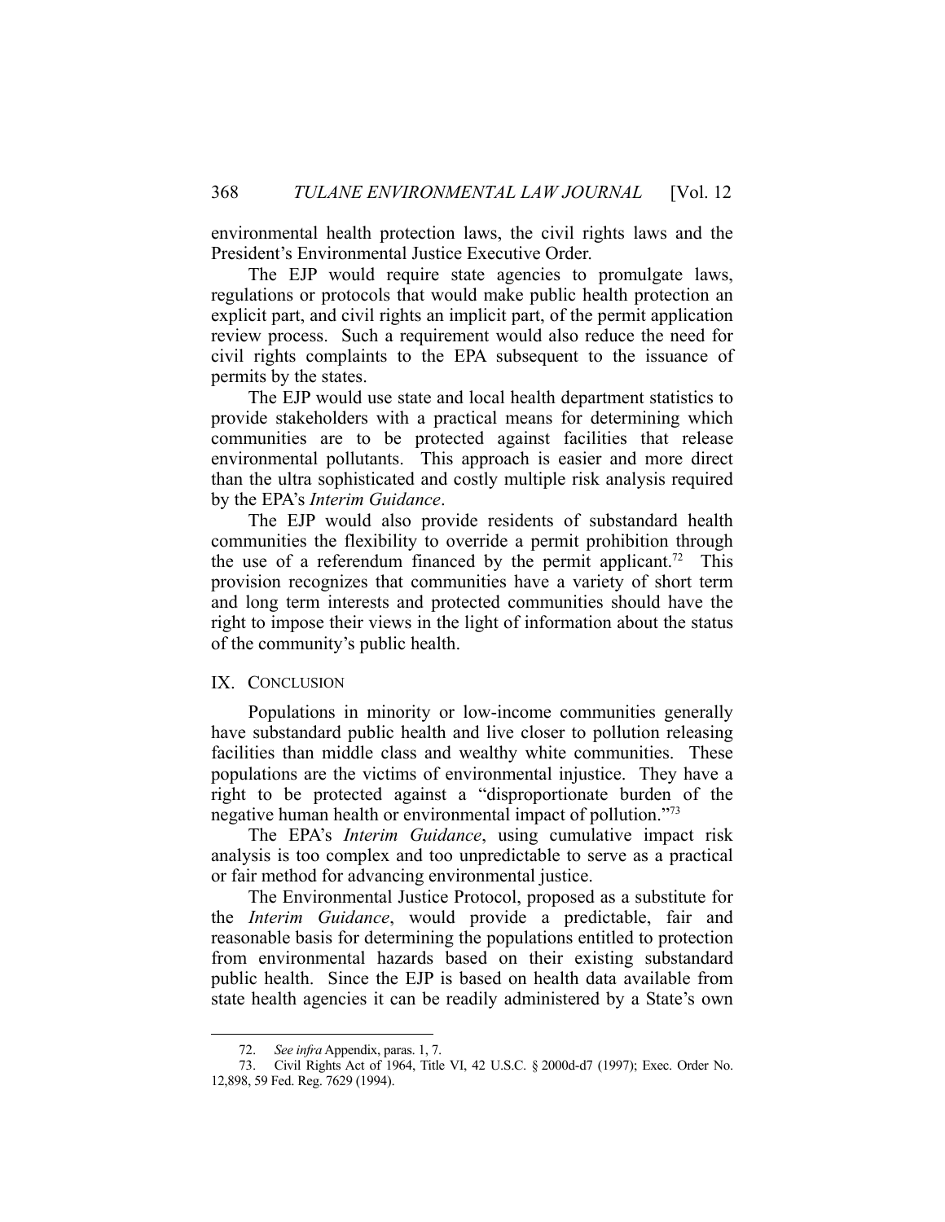environmental health protection laws, the civil rights laws and the President's Environmental Justice Executive Order.

The EJP would require state agencies to promulgate laws, regulations or protocols that would make public health protection an explicit part, and civil rights an implicit part, of the permit application review process. Such a requirement would also reduce the need for civil rights complaints to the EPA subsequent to the issuance of permits by the states.

The EJP would use state and local health department statistics to provide stakeholders with a practical means for determining which communities are to be protected against facilities that release environmental pollutants. This approach is easier and more direct than the ultra sophisticated and costly multiple risk analysis required by the EPA's *Interim Guidance*.

The EJP would also provide residents of substandard health communities the flexibility to override a permit prohibition through the use of a referendum financed by the permit applicant.[72] This provision recognizes that communities have a variety of short term and long term interests and protected communities should have the right to impose their views in the light of information about the status of the community's public health.

## IX. CONCLUSION

Populations in minority or low-income communities generally have substandard public health and live closer to pollution releasing facilities than middle class and wealthy white communities. These populations are the victims of environmental injustice. They have a right to be protected against a "disproportionate burden of the negative human health or environmental impact of pollution."[73]

The EPA's *Interim Guidance*, using cumulative impact risk analysis is too complex and too unpredictable to serve as a practical or fair method for advancing environmental justice.

The Environmental Justice Protocol, proposed as a substitute for the *Interim Guidance*, would provide a predictable, fair and reasonable basis for determining the populations entitled to protection from environmental hazards based on their existing substandard public health. Since the EJP is based on health data available from state health agencies it can be readily administered by a State's own

---

72. *See infra* Appendix, paras. 1, 7.

73. Civil Rights Act of 1964, Title VI, 42 U.S.C. § 2000d-d7 (1997); Exec. Order No. 12,898, 59 Fed. Reg. 7629 (1994).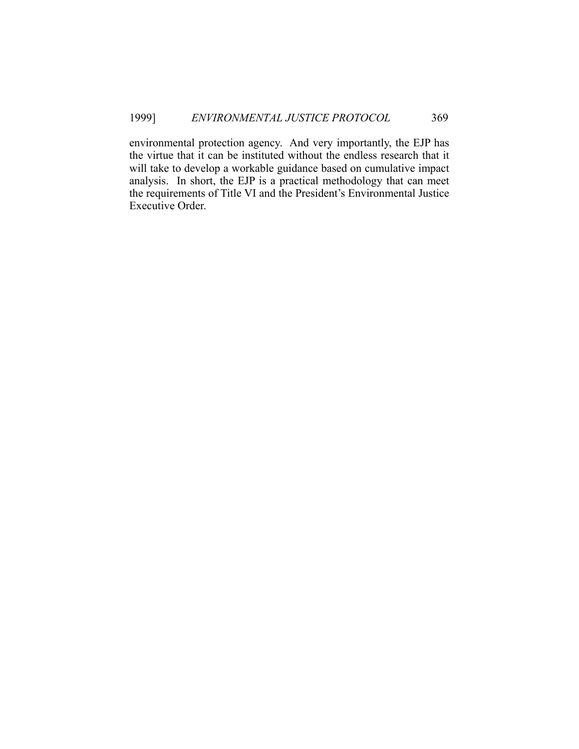environmental protection agency. And very importantly, the EJP has the virtue that it can be instituted without the endless research that it will take to develop a workable guidance based on cumulative impact analysis. In short, the EJP is a practical methodology that can meet the requirements of Title VI and the President's Environmental Justice Executive Order.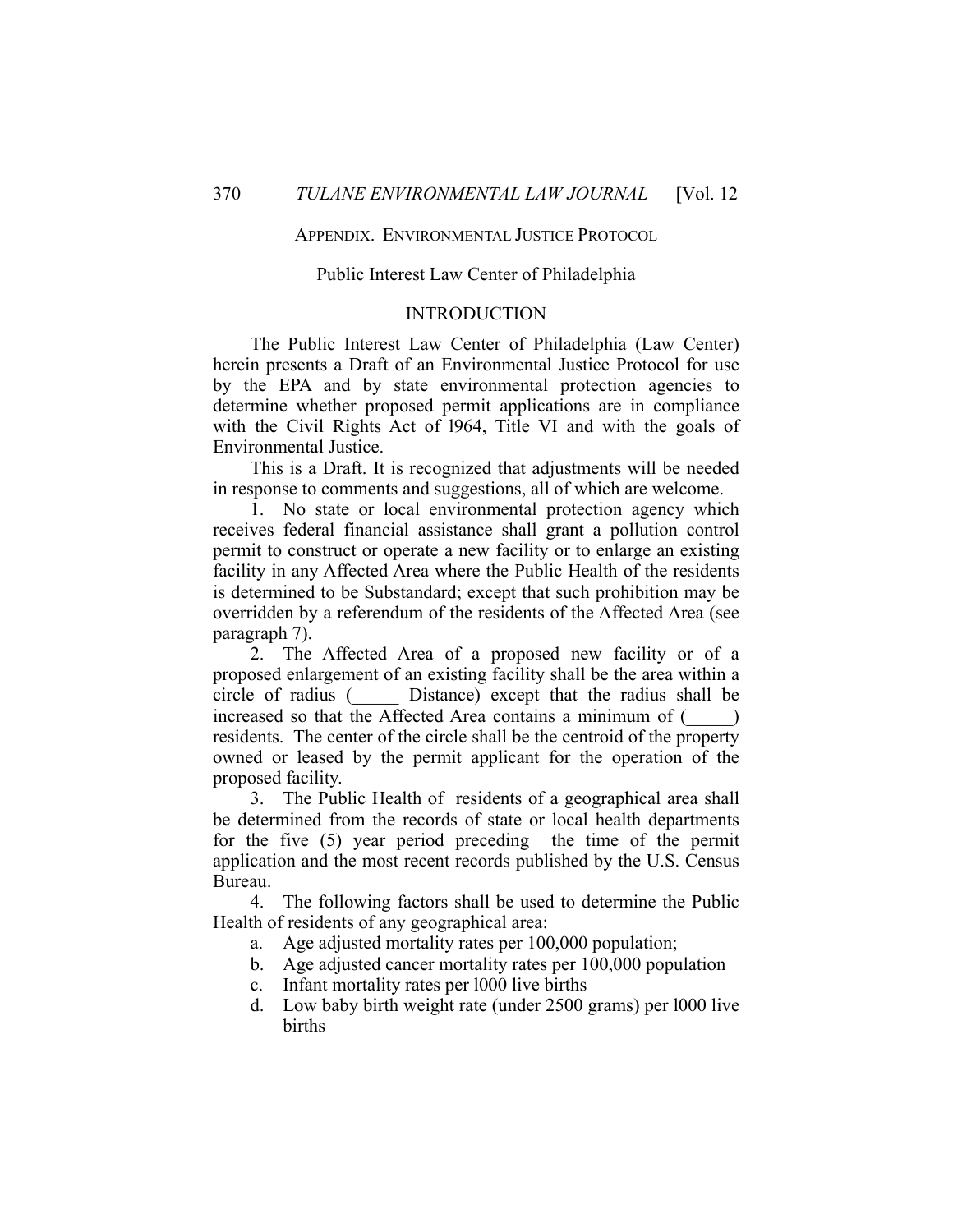## APPENDIX. ENVIRONMENTAL JUSTICE PROTOCOL

### Public Interest Law Center of Philadelphia

### INTRODUCTION

The Public Interest Law Center of Philadelphia (Law Center) herein presents a Draft of an Environmental Justice Protocol for use by the EPA and by state environmental protection agencies to determine whether proposed permit applications are in compliance with the Civil Rights Act of l964, Title VI and with the goals of Environmental Justice.

This is a Draft. It is recognized that adjustments will be needed in response to comments and suggestions, all of which are welcome.

1. No state or local environmental protection agency which receives federal financial assistance shall grant a pollution control permit to construct or operate a new facility or to enlarge an existing facility in any Affected Area where the Public Health of the residents is determined to be Substandard; except that such prohibition may be overridden by a referendum of the residents of the Affected Area (see paragraph 7).

2. The Affected Area of a proposed new facility or of a proposed enlargement of an existing facility shall be the area within a circle of radius (_____ Distance) except that the radius shall be increased so that the Affected Area contains a minimum of (_____) residents. The center of the circle shall be the centroid of the property owned or leased by the permit applicant for the operation of the proposed facility.

3. The Public Health of residents of a geographical area shall be determined from the records of state or local health departments for the five (5) year period preceding the time of the permit application and the most recent records published by the U.S. Census Bureau.

4. The following factors shall be used to determine the Public Health of residents of any geographical area:

   a. Age adjusted mortality rates per 100,000 population;
   b. Age adjusted cancer mortality rates per 100,000 population
   c. Infant mortality rates per l000 live births
   d. Low baby birth weight rate (under 2500 grams) per l000 live births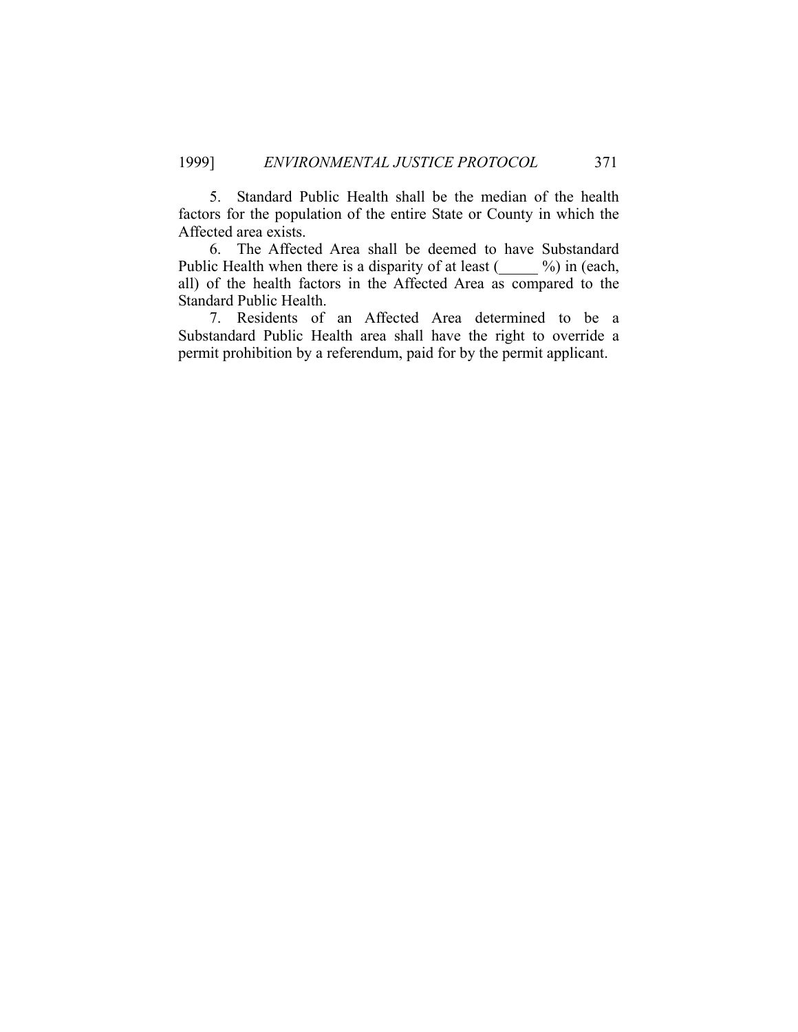5. Standard Public Health shall be the median of the health factors for the population of the entire State or County in which the Affected area exists.

6. The Affected Area shall be deemed to have Substandard Public Health when there is a disparity of at least (_____ %) in (each, all) of the health factors in the Affected Area as compared to the Standard Public Health.

7. Residents of an Affected Area determined to be a Substandard Public Health area shall have the right to override a permit prohibition by a referendum, paid for by the permit applicant.